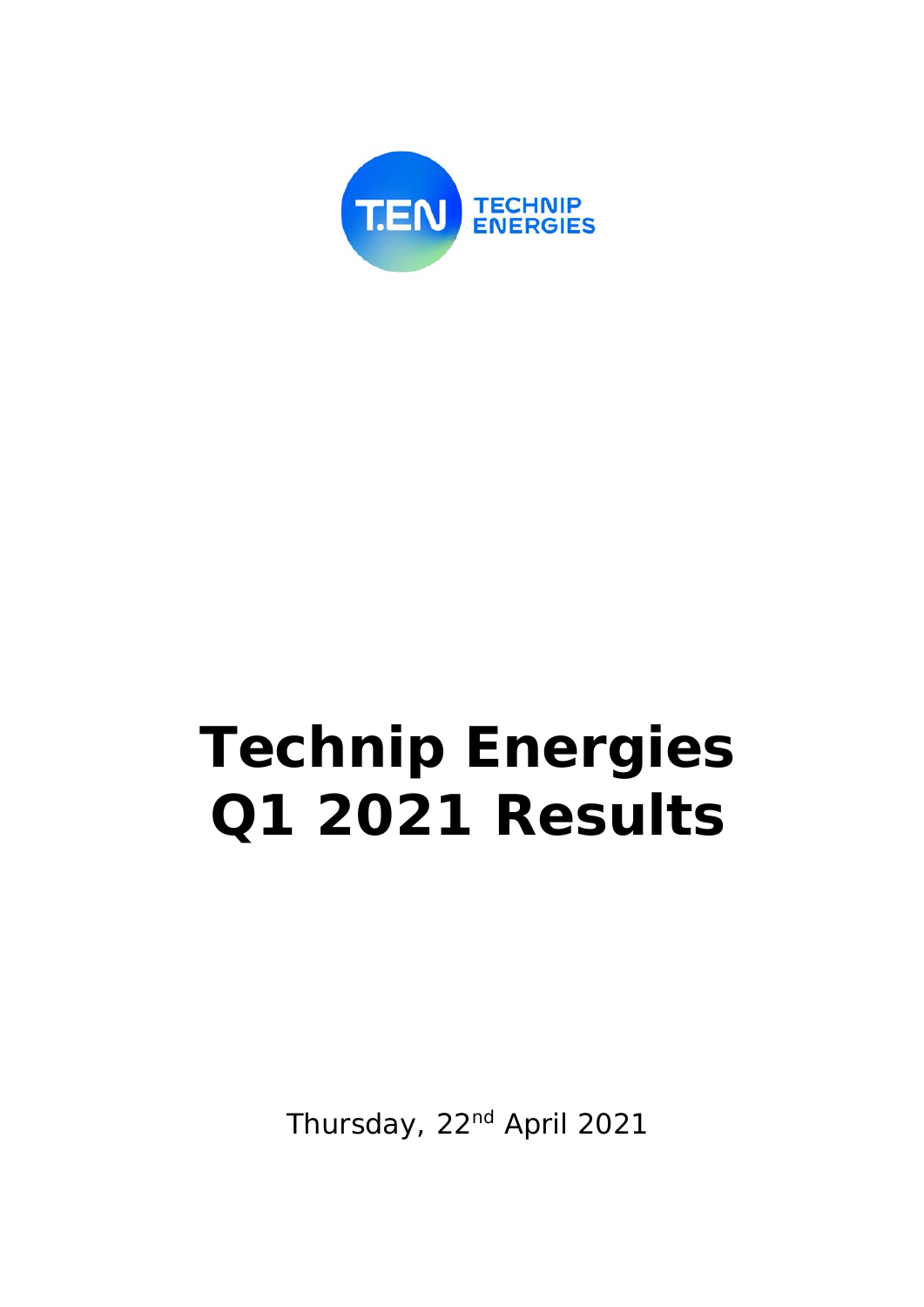# Technip Energies Q1 2021 Results

Thursday, 22nd April 2021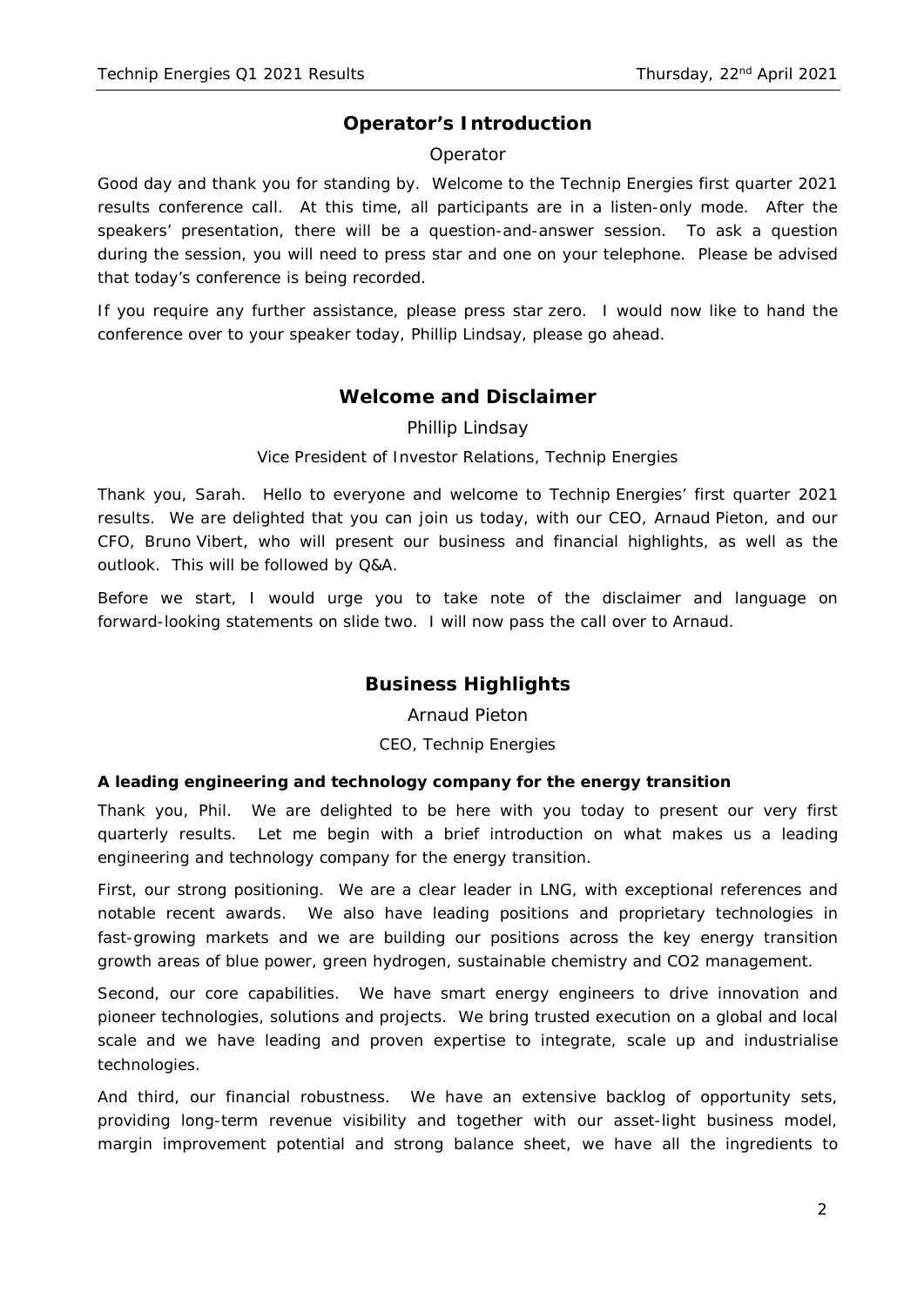## Operator's Introduction

Operator

Good day and thank you for standing by. Welcome to the Technip Energies first quarter 2021 results conference call. At this time, all participants are in a listen-only mode. After the speakers' presentation, there will be a question-and-answer session. To ask a question during the session, you will need to press star and one on your telephone. Please be advised that today's conference is being recorded.

If you require any further assistance, please press star zero. I would now like to hand the conference over to your speaker today, Phillip Lindsay, please go ahead.

## Welcome and Disclaimer

Phillip Lindsay

*Vice President of Investor Relations, Technip Energies*

Thank you, Sarah. Hello to everyone and welcome to Technip Energies' first quarter 2021 results. We are delighted that you can join us today, with our CEO, Arnaud Pieton, and our CFO, Bruno Vibert, who will present our business and financial highlights, as well as the outlook. This will be followed by Q&A.

Before we start, I would urge you to take note of the disclaimer and language on forward-looking statements on slide two. I will now pass the call over to Arnaud.

## Business Highlights

Arnaud Pieton

*CEO, Technip Energies*

**A leading engineering and technology company for the energy transition**

Thank you, Phil. We are delighted to be here with you today to present our very first quarterly results. Let me begin with a brief introduction on what makes us a leading engineering and technology company for the energy transition.

First, our strong positioning. We are a clear leader in LNG, with exceptional references and notable recent awards. We also have leading positions and proprietary technologies in fast-growing markets and we are building our positions across the key energy transition growth areas of blue power, green hydrogen, sustainable chemistry and CO2 management.

Second, our core capabilities. We have smart energy engineers to drive innovation and pioneer technologies, solutions and projects. We bring trusted execution on a global and local scale and we have leading and proven expertise to integrate, scale up and industrialise technologies.

And third, our financial robustness. We have an extensive backlog of opportunity sets, providing long-term revenue visibility and together with our asset-light business model, margin improvement potential and strong balance sheet, we have all the ingredients to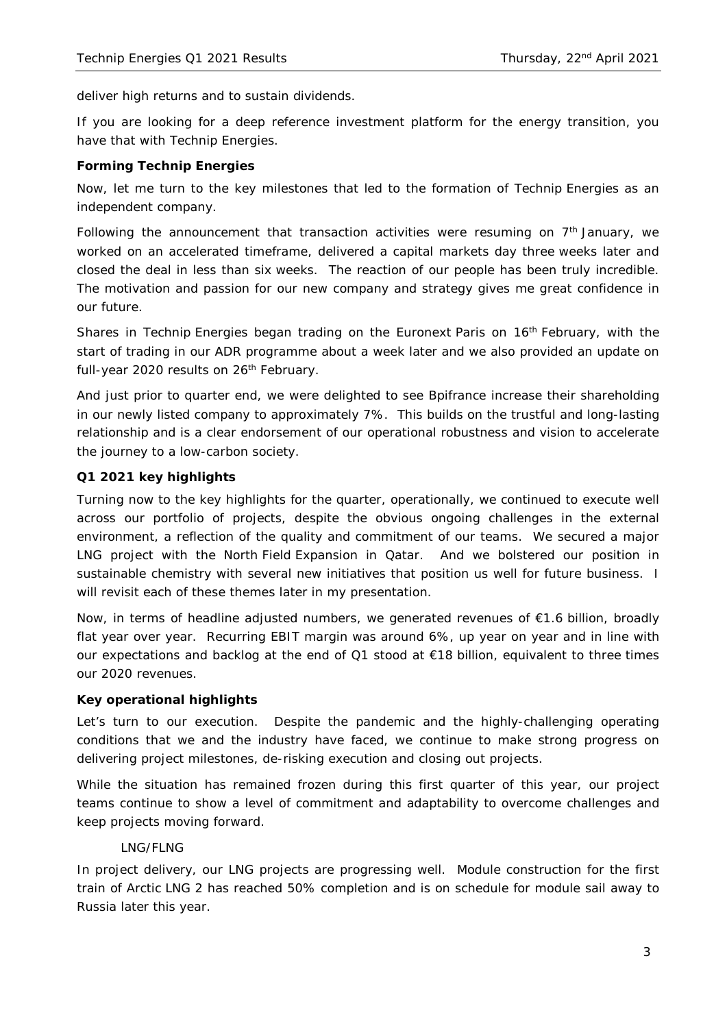deliver high returns and to sustain dividends.

If you are looking for a deep reference investment platform for the energy transition, you have that with Technip Energies.

**Forming Technip Energies**

Now, let me turn to the key milestones that led to the formation of Technip Energies as an independent company.

Following the announcement that transaction activities were resuming on 7th January, we worked on an accelerated timeframe, delivered a capital markets day three weeks later and closed the deal in less than six weeks. The reaction of our people has been truly incredible. The motivation and passion for our new company and strategy gives me great confidence in our future.

Shares in Technip Energies began trading on the Euronext Paris on 16th February, with the start of trading in our ADR programme about a week later and we also provided an update on full-year 2020 results on 26th February.

And just prior to quarter end, we were delighted to see Bpifrance increase their shareholding in our newly listed company to approximately 7%. This builds on the trustful and long-lasting relationship and is a clear endorsement of our operational robustness and vision to accelerate the journey to a low-carbon society.

**Q1 2021 key highlights**

Turning now to the key highlights for the quarter, operationally, we continued to execute well across our portfolio of projects, despite the obvious ongoing challenges in the external environment, a reflection of the quality and commitment of our teams. We secured a major LNG project with the North Field Expansion in Qatar. And we bolstered our position in sustainable chemistry with several new initiatives that position us well for future business. I will revisit each of these themes later in my presentation.

Now, in terms of headline adjusted numbers, we generated revenues of €1.6 billion, broadly flat year over year. Recurring EBIT margin was around 6%, up year on year and in line with our expectations and backlog at the end of Q1 stood at €18 billion, equivalent to three times our 2020 revenues.

**Key operational highlights**

Let's turn to our execution. Despite the pandemic and the highly-challenging operating conditions that we and the industry have faced, we continue to make strong progress on delivering project milestones, de-risking execution and closing out projects.

While the situation has remained frozen during this first quarter of this year, our project teams continue to show a level of commitment and adaptability to overcome challenges and keep projects moving forward.

*LNG/FLNG*

In project delivery, our LNG projects are progressing well. Module construction for the first train of Arctic LNG 2 has reached 50% completion and is on schedule for module sail away to Russia later this year.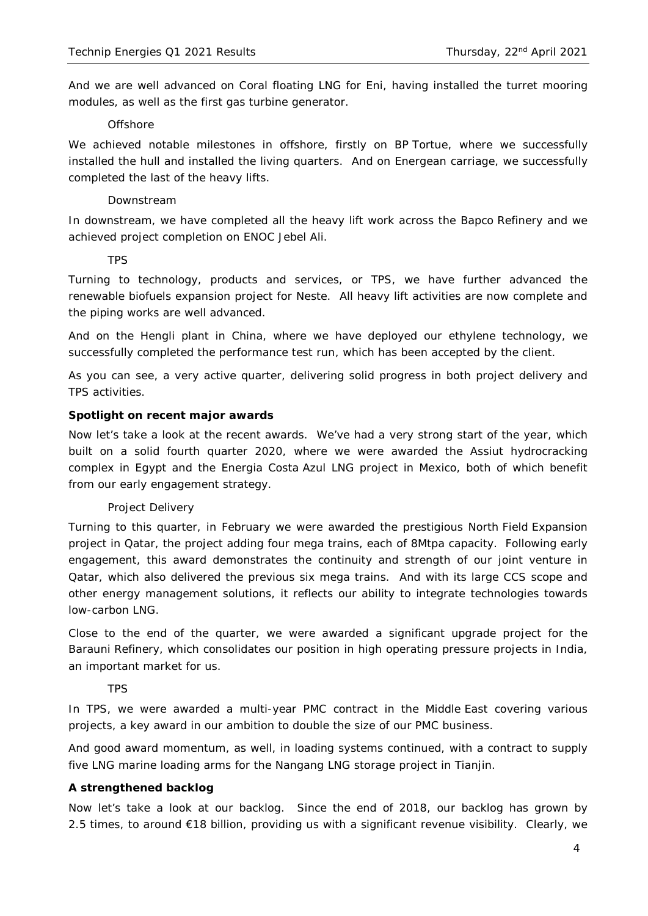And we are well advanced on Coral floating LNG for Eni, having installed the turret mooring modules, as well as the first gas turbine generator.

*Offshore*

We achieved notable milestones in offshore, firstly on BP Tortue, where we successfully installed the hull and installed the living quarters. And on Energean carriage, we successfully completed the last of the heavy lifts.

*Downstream*

In downstream, we have completed all the heavy lift work across the Bapco Refinery and we achieved project completion on ENOC Jebel Ali.

*TPS*

Turning to technology, products and services, or TPS, we have further advanced the renewable biofuels expansion project for Neste. All heavy lift activities are now complete and the piping works are well advanced.

And on the Hengli plant in China, where we have deployed our ethylene technology, we successfully completed the performance test run, which has been accepted by the client.

As you can see, a very active quarter, delivering solid progress in both project delivery and TPS activities.

**Spotlight on recent major awards**

Now let's take a look at the recent awards. We've had a very strong start of the year, which built on a solid fourth quarter 2020, where we were awarded the Assiut hydrocracking complex in Egypt and the Energia Costa Azul LNG project in Mexico, both of which benefit from our early engagement strategy.

*Project Delivery*

Turning to this quarter, in February we were awarded the prestigious North Field Expansion project in Qatar, the project adding four mega trains, each of 8Mtpa capacity. Following early engagement, this award demonstrates the continuity and strength of our joint venture in Qatar, which also delivered the previous six mega trains. And with its large CCS scope and other energy management solutions, it reflects our ability to integrate technologies towards low-carbon LNG.

Close to the end of the quarter, we were awarded a significant upgrade project for the Barauni Refinery, which consolidates our position in high operating pressure projects in India, an important market for us.

*TPS*

In TPS, we were awarded a multi-year PMC contract in the Middle East covering various projects, a key award in our ambition to double the size of our PMC business.

And good award momentum, as well, in loading systems continued, with a contract to supply five LNG marine loading arms for the Nangang LNG storage project in Tianjin.

**A strengthened backlog**

Now let's take a look at our backlog. Since the end of 2018, our backlog has grown by 2.5 times, to around €18 billion, providing us with a significant revenue visibility. Clearly, we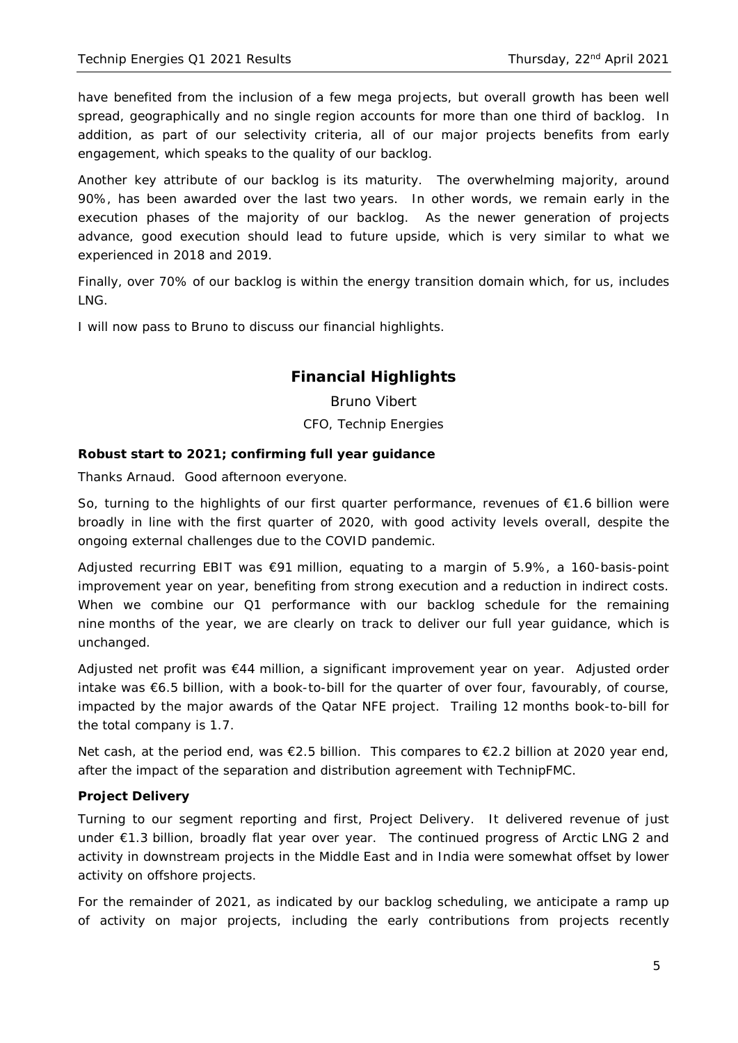have benefited from the inclusion of a few mega projects, but overall growth has been well spread, geographically and no single region accounts for more than one third of backlog. In addition, as part of our selectivity criteria, all of our major projects benefits from early engagement, which speaks to the quality of our backlog.

Another key attribute of our backlog is its maturity. The overwhelming majority, around 90%, has been awarded over the last two years. In other words, we remain early in the execution phases of the majority of our backlog. As the newer generation of projects advance, good execution should lead to future upside, which is very similar to what we experienced in 2018 and 2019.

Finally, over 70% of our backlog is within the energy transition domain which, for us, includes LNG.

I will now pass to Bruno to discuss our financial highlights.

## Financial Highlights

Bruno Vibert

*CFO, Technip Energies*

**Robust start to 2021; confirming full year guidance**

*Thanks Arnaud. Good afternoon everyone.*

So, turning to the highlights of our first quarter performance, revenues of €1.6 billion were broadly in line with the first quarter of 2020, with good activity levels overall, despite the ongoing external challenges due to the COVID pandemic.

Adjusted recurring EBIT was €91 million, equating to a margin of 5.9%, a 160-basis-point improvement year on year, benefiting from strong execution and a reduction in indirect costs. When we combine our Q1 performance with our backlog schedule for the remaining nine months of the year, we are clearly on track to deliver our full year guidance, which is unchanged.

Adjusted net profit was €44 million, a significant improvement year on year. Adjusted order intake was €6.5 billion, with a book-to-bill for the quarter of over four, favourably, of course, impacted by the major awards of the Qatar NFE project. Trailing 12 months book-to-bill for the total company is 1.7.

Net cash, at the period end, was €2.5 billion. This compares to €2.2 billion at 2020 year end, after the impact of the separation and distribution agreement with TechnipFMC.

**Project Delivery**

Turning to our segment reporting and first, Project Delivery. It delivered revenue of just under €1.3 billion, broadly flat year over year. The continued progress of Arctic LNG 2 and activity in downstream projects in the Middle East and in India were somewhat offset by lower activity on offshore projects.

For the remainder of 2021, as indicated by our backlog scheduling, we anticipate a ramp up of activity on major projects, including the early contributions from projects recently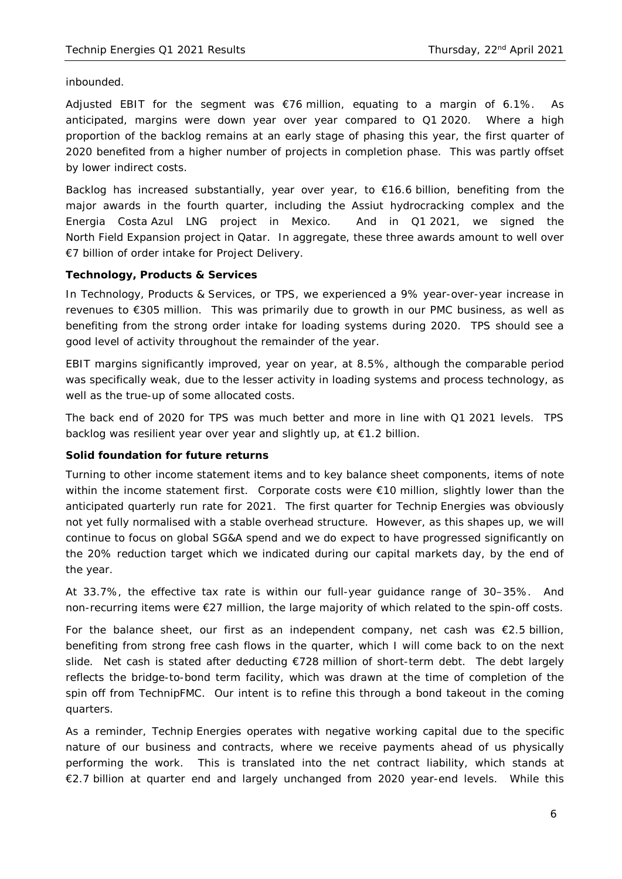inbounded.

Adjusted EBIT for the segment was €76 million, equating to a margin of 6.1%. As anticipated, margins were down year over year compared to Q1 2020. Where a high proportion of the backlog remains at an early stage of phasing this year, the first quarter of 2020 benefited from a higher number of projects in completion phase. This was partly offset by lower indirect costs.

Backlog has increased substantially, year over year, to €16.6 billion, benefiting from the major awards in the fourth quarter, including the Assiut hydrocracking complex and the Energia Costa Azul LNG project in Mexico. And in Q1 2021, we signed the North Field Expansion project in Qatar. In aggregate, these three awards amount to well over €7 billion of order intake for Project Delivery.

**Technology, Products & Services**

In Technology, Products & Services, or TPS, we experienced a 9% year-over-year increase in revenues to €305 million. This was primarily due to growth in our PMC business, as well as benefiting from the strong order intake for loading systems during 2020. TPS should see a good level of activity throughout the remainder of the year.

EBIT margins significantly improved, year on year, at 8.5%, although the comparable period was specifically weak, due to the lesser activity in loading systems and process technology, as well as the true-up of some allocated costs.

The back end of 2020 for TPS was much better and more in line with Q1 2021 levels. TPS backlog was resilient year over year and slightly up, at €1.2 billion.

**Solid foundation for future returns**

Turning to other income statement items and to key balance sheet components, items of note within the income statement first. Corporate costs were €10 million, slightly lower than the anticipated quarterly run rate for 2021. The first quarter for Technip Energies was obviously not yet fully normalised with a stable overhead structure. However, as this shapes up, we will continue to focus on global SG&A spend and we do expect to have progressed significantly on the 20% reduction target which we indicated during our capital markets day, by the end of the year.

At 33.7%, the effective tax rate is within our full-year guidance range of 30–35%. And non-recurring items were €27 million, the large majority of which related to the spin-off costs.

For the balance sheet, our first as an independent company, net cash was €2.5 billion, benefiting from strong free cash flows in the quarter, which I will come back to on the next slide. Net cash is stated after deducting €728 million of short-term debt. The debt largely reflects the bridge-to-bond term facility, which was drawn at the time of completion of the spin off from TechnipFMC. Our intent is to refine this through a bond takeout in the coming quarters.

As a reminder, Technip Energies operates with negative working capital due to the specific nature of our business and contracts, where we receive payments ahead of us physically performing the work. This is translated into the net contract liability, which stands at €2.7 billion at quarter end and largely unchanged from 2020 year-end levels. While this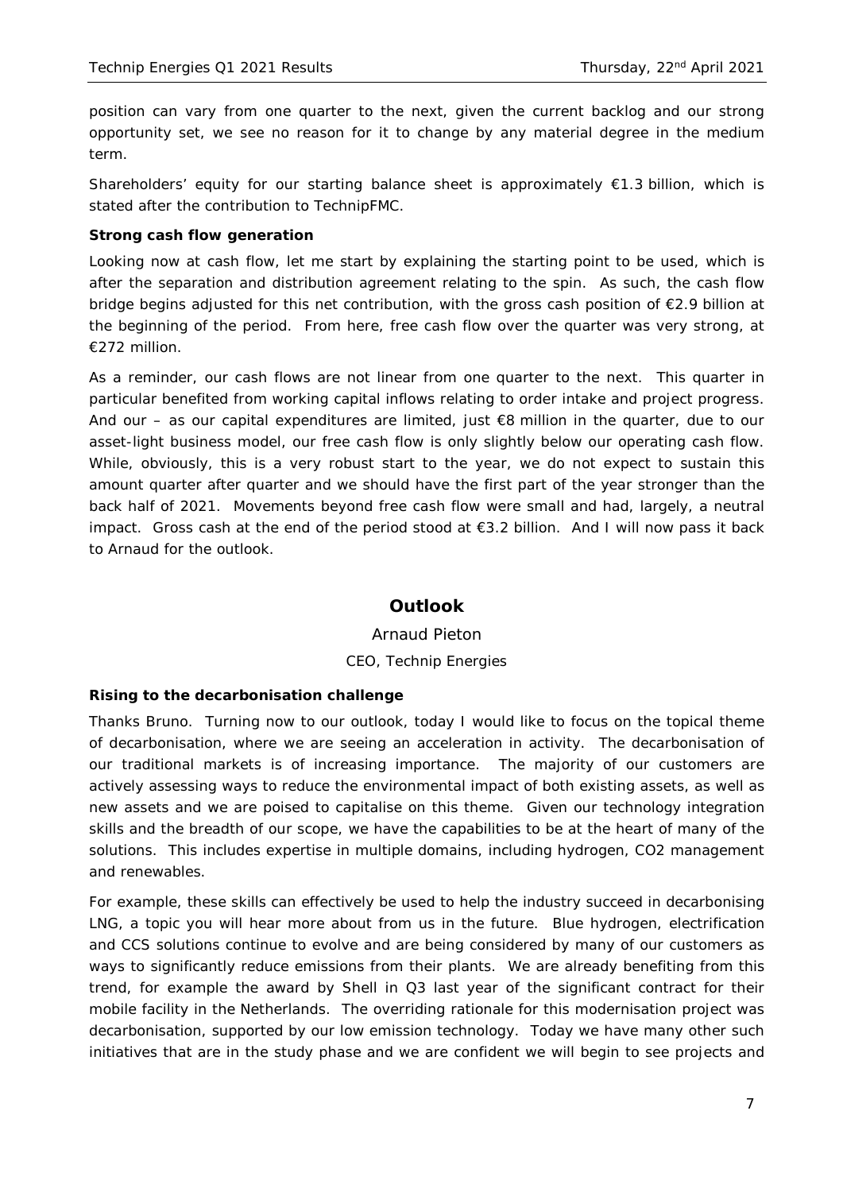position can vary from one quarter to the next, given the current backlog and our strong opportunity set, we see no reason for it to change by any material degree in the medium term.

Shareholders' equity for our starting balance sheet is approximately €1.3 billion, which is stated after the contribution to TechnipFMC.

**Strong cash flow generation**

Looking now at cash flow, let me start by explaining the starting point to be used, which is after the separation and distribution agreement relating to the spin. As such, the cash flow bridge begins adjusted for this net contribution, with the gross cash position of €2.9 billion at the beginning of the period. From here, free cash flow over the quarter was very strong, at €272 million.

As a reminder, our cash flows are not linear from one quarter to the next. This quarter in particular benefited from working capital inflows relating to order intake and project progress. And our – as our capital expenditures are limited, just €8 million in the quarter, due to our asset-light business model, our free cash flow is only slightly below our operating cash flow. While, obviously, this is a very robust start to the year, we do not expect to sustain this amount quarter after quarter and we should have the first part of the year stronger than the back half of 2021. Movements beyond free cash flow were small and had, largely, a neutral impact. Gross cash at the end of the period stood at €3.2 billion. And I will now pass it back to Arnaud for the outlook.

## Outlook

Arnaud Pieton

CEO, Technip Energies

**Rising to the decarbonisation challenge**

Thanks Bruno. Turning now to our outlook, today I would like to focus on the topical theme of decarbonisation, where we are seeing an acceleration in activity. The decarbonisation of our traditional markets is of increasing importance. The majority of our customers are actively assessing ways to reduce the environmental impact of both existing assets, as well as new assets and we are poised to capitalise on this theme. Given our technology integration skills and the breadth of our scope, we have the capabilities to be at the heart of many of the solutions. This includes expertise in multiple domains, including hydrogen, CO2 management and renewables.

For example, these skills can effectively be used to help the industry succeed in decarbonising LNG, a topic you will hear more about from us in the future. Blue hydrogen, electrification and CCS solutions continue to evolve and are being considered by many of our customers as ways to significantly reduce emissions from their plants. We are already benefiting from this trend, for example the award by Shell in Q3 last year of the significant contract for their mobile facility in the Netherlands. The overriding rationale for this modernisation project was decarbonisation, supported by our low emission technology. Today we have many other such initiatives that are in the study phase and we are confident we will begin to see projects and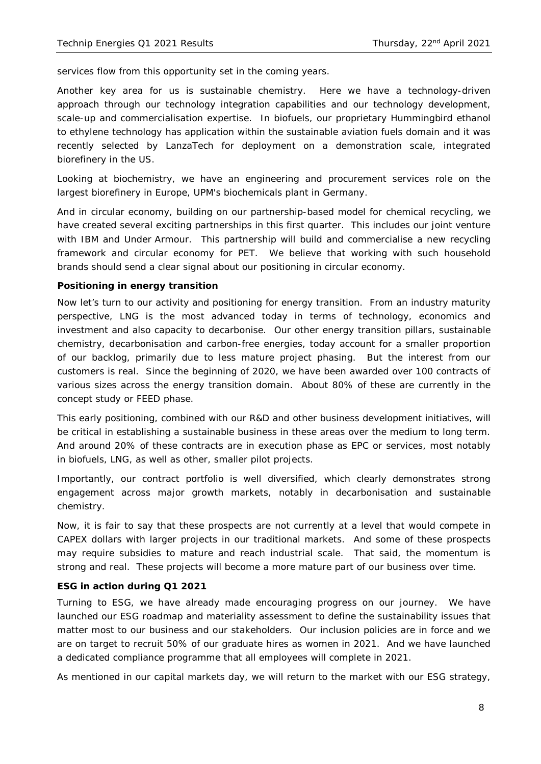services flow from this opportunity set in the coming years.

Another key area for us is sustainable chemistry. Here we have a technology-driven approach through our technology integration capabilities and our technology development, scale-up and commercialisation expertise. In biofuels, our proprietary Hummingbird ethanol to ethylene technology has application within the sustainable aviation fuels domain and it was recently selected by LanzaTech for deployment on a demonstration scale, integrated biorefinery in the US.

Looking at biochemistry, we have an engineering and procurement services role on the largest biorefinery in Europe, UPM's biochemicals plant in Germany.

And in circular economy, building on our partnership-based model for chemical recycling, we have created several exciting partnerships in this first quarter. This includes our joint venture with IBM and Under Armour. This partnership will build and commercialise a new recycling framework and circular economy for PET. We believe that working with such household brands should send a clear signal about our positioning in circular economy.

**Positioning in energy transition**

Now let's turn to our activity and positioning for energy transition. From an industry maturity perspective, LNG is the most advanced today in terms of technology, economics and investment and also capacity to decarbonise. Our other energy transition pillars, sustainable chemistry, decarbonisation and carbon-free energies, today account for a smaller proportion of our backlog, primarily due to less mature project phasing. But the interest from our customers is real. Since the beginning of 2020, we have been awarded over 100 contracts of various sizes across the energy transition domain. About 80% of these are currently in the concept study or FEED phase.

This early positioning, combined with our R&D and other business development initiatives, will be critical in establishing a sustainable business in these areas over the medium to long term. And around 20% of these contracts are in execution phase as EPC or services, most notably in biofuels, LNG, as well as other, smaller pilot projects.

Importantly, our contract portfolio is well diversified, which clearly demonstrates strong engagement across major growth markets, notably in decarbonisation and sustainable chemistry.

Now, it is fair to say that these prospects are not currently at a level that would compete in CAPEX dollars with larger projects in our traditional markets. And some of these prospects may require subsidies to mature and reach industrial scale. That said, the momentum is strong and real. These projects will become a more mature part of our business over time.

**ESG in action during Q1 2021**

Turning to ESG, we have already made encouraging progress on our journey. We have launched our ESG roadmap and materiality assessment to define the sustainability issues that matter most to our business and our stakeholders. Our inclusion policies are in force and we are on target to recruit 50% of our graduate hires as women in 2021. And we have launched a dedicated compliance programme that all employees will complete in 2021.

As mentioned in our capital markets day, we will return to the market with our ESG strategy,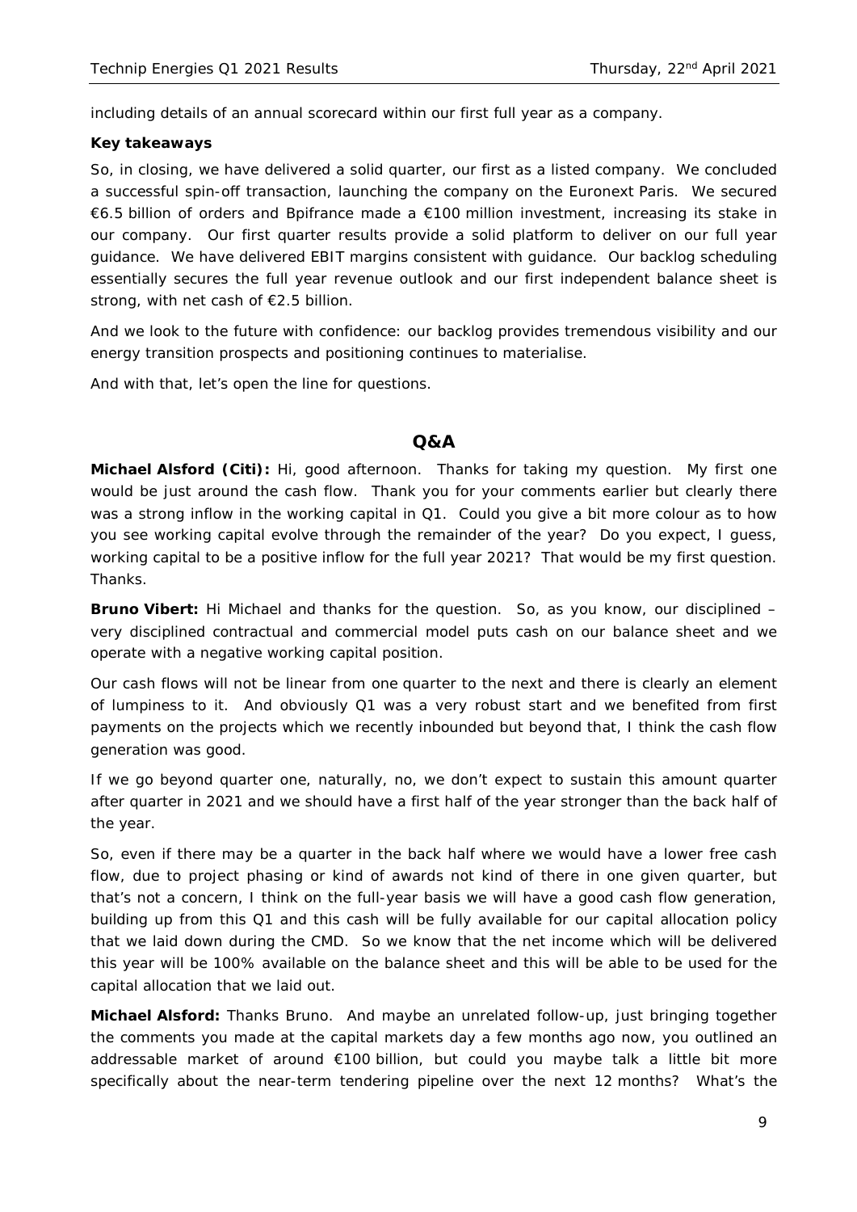including details of an annual scorecard within our first full year as a company.

**Key takeaways**

So, in closing, we have delivered a solid quarter, our first as a listed company. We concluded a successful spin-off transaction, launching the company on the Euronext Paris. We secured €6.5 billion of orders and Bpifrance made a €100 million investment, increasing its stake in our company. Our first quarter results provide a solid platform to deliver on our full year guidance. We have delivered EBIT margins consistent with guidance. Our backlog scheduling essentially secures the full year revenue outlook and our first independent balance sheet is strong, with net cash of €2.5 billion.

And we look to the future with confidence: our backlog provides tremendous visibility and our energy transition prospects and positioning continues to materialise.

And with that, let's open the line for questions.

## Q&A

**Michael Alsford (Citi):** Hi, good afternoon. Thanks for taking my question. My first one would be just around the cash flow. Thank you for your comments earlier but clearly there was a strong inflow in the working capital in Q1. Could you give a bit more colour as to how you see working capital evolve through the remainder of the year? Do you expect, I guess, working capital to be a positive inflow for the full year 2021? That would be my first question. Thanks.

**Bruno Vibert:** Hi Michael and thanks for the question. So, as you know, our disciplined – very disciplined contractual and commercial model puts cash on our balance sheet and we operate with a negative working capital position.

Our cash flows will not be linear from one quarter to the next and there is clearly an element of lumpiness to it. And obviously Q1 was a very robust start and we benefited from first payments on the projects which we recently inbounded but beyond that, I think the cash flow generation was good.

If we go beyond quarter one, naturally, no, we don't expect to sustain this amount quarter after quarter in 2021 and we should have a first half of the year stronger than the back half of the year.

So, even if there may be a quarter in the back half where we would have a lower free cash flow, due to project phasing or kind of awards not kind of there in one given quarter, but that's not a concern, I think on the full-year basis we will have a good cash flow generation, building up from this Q1 and this cash will be fully available for our capital allocation policy that we laid down during the CMD. So we know that the net income which will be delivered this year will be 100% available on the balance sheet and this will be able to be used for the capital allocation that we laid out.

**Michael Alsford:** Thanks Bruno. And maybe an unrelated follow-up, just bringing together the comments you made at the capital markets day a few months ago now, you outlined an addressable market of around €100 billion, but could you maybe talk a little bit more specifically about the near-term tendering pipeline over the next 12 months? What's the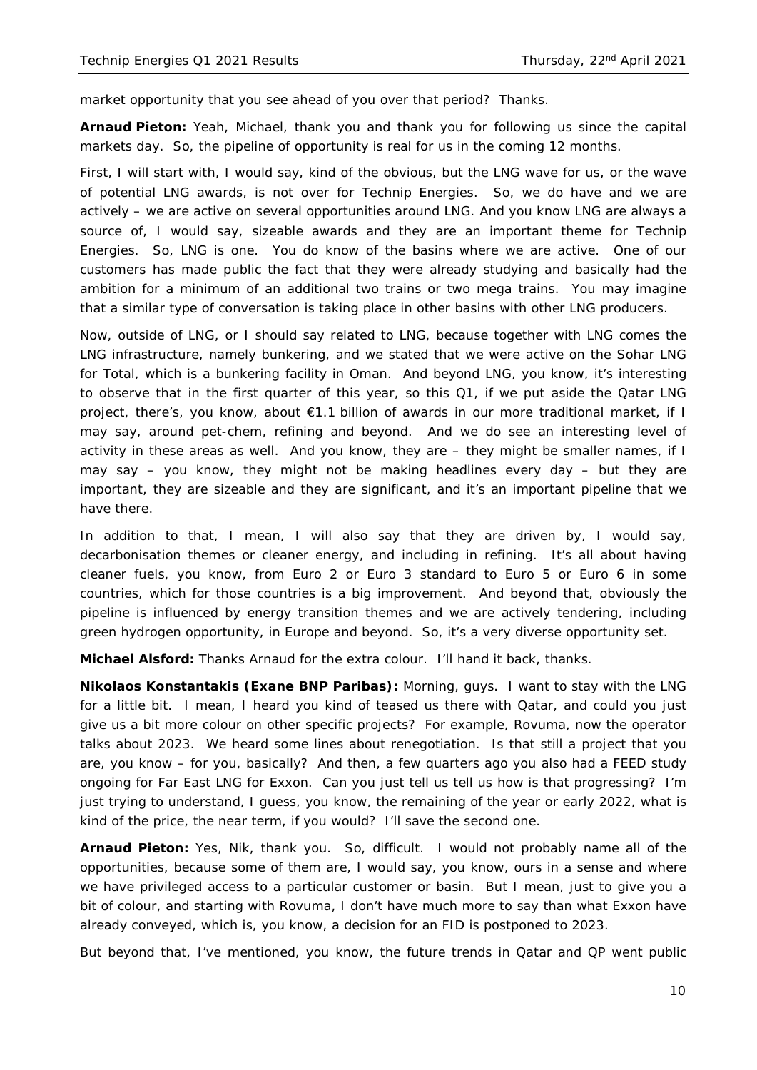market opportunity that you see ahead of you over that period? Thanks.

**Arnaud Pieton:** Yeah, Michael, thank you and thank you for following us since the capital markets day. So, the pipeline of opportunity is real for us in the coming 12 months.

First, I will start with, I would say, kind of the obvious, but the LNG wave for us, or the wave of potential LNG awards, is not over for Technip Energies. So, we do have and we are actively – we are active on several opportunities around LNG. And you know LNG are always a source of, I would say, sizeable awards and they are an important theme for Technip Energies. So, LNG is one. You do know of the basins where we are active. One of our customers has made public the fact that they were already studying and basically had the ambition for a minimum of an additional two trains or two mega trains. You may imagine that a similar type of conversation is taking place in other basins with other LNG producers.

Now, outside of LNG, or I should say related to LNG, because together with LNG comes the LNG infrastructure, namely bunkering, and we stated that we were active on the Sohar LNG for Total, which is a bunkering facility in Oman. And beyond LNG, you know, it's interesting to observe that in the first quarter of this year, so this Q1, if we put aside the Qatar LNG project, there's, you know, about €1.1 billion of awards in our more traditional market, if I may say, around pet-chem, refining and beyond. And we do see an interesting level of activity in these areas as well. And you know, they are – they might be smaller names, if I may say – you know, they might not be making headlines every day – but they are important, they are sizeable and they are significant, and it's an important pipeline that we have there.

In addition to that, I mean, I will also say that they are driven by, I would say, decarbonisation themes or cleaner energy, and including in refining. It's all about having cleaner fuels, you know, from Euro 2 or Euro 3 standard to Euro 5 or Euro 6 in some countries, which for those countries is a big improvement. And beyond that, obviously the pipeline is influenced by energy transition themes and we are actively tendering, including green hydrogen opportunity, in Europe and beyond. So, it's a very diverse opportunity set.

**Michael Alsford:** Thanks Arnaud for the extra colour. I'll hand it back, thanks.

**Nikolaos Konstantakis (Exane BNP Paribas):** Morning, guys. I want to stay with the LNG for a little bit. I mean, I heard you kind of teased us there with Qatar, and could you just give us a bit more colour on other specific projects? For example, Rovuma, now the operator talks about 2023. We heard some lines about renegotiation. Is that still a project that you are, you know – for you, basically? And then, a few quarters ago you also had a FEED study ongoing for Far East LNG for Exxon. Can you just tell us tell us how is that progressing? I'm just trying to understand, I guess, you know, the remaining of the year or early 2022, what is kind of the price, the near term, if you would? I'll save the second one.

**Arnaud Pieton:** Yes, Nik, thank you. So, difficult. I would not probably name all of the opportunities, because some of them are, I would say, you know, ours in a sense and where we have privileged access to a particular customer or basin. But I mean, just to give you a bit of colour, and starting with Rovuma, I don't have much more to say than what Exxon have already conveyed, which is, you know, a decision for an FID is postponed to 2023.

But beyond that, I've mentioned, you know, the future trends in Qatar and QP went public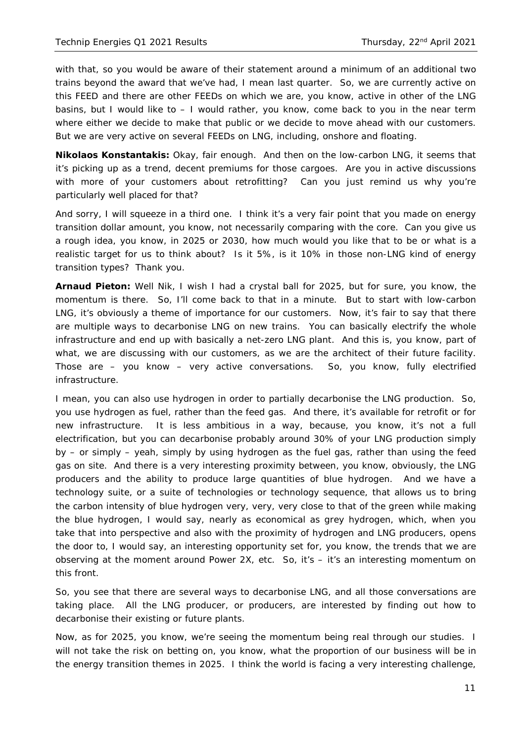with that, so you would be aware of their statement around a minimum of an additional two trains beyond the award that we've had, I mean last quarter. So, we are currently active on this FEED and there are other FEEDs on which we are, you know, active in other of the LNG basins, but I would like to – I would rather, you know, come back to you in the near term where either we decide to make that public or we decide to move ahead with our customers. But we are very active on several FEEDs on LNG, including, onshore and floating.

**Nikolaos Konstantakis:** Okay, fair enough. And then on the low-carbon LNG, it seems that it's picking up as a trend, decent premiums for those cargoes. Are you in active discussions with more of your customers about retrofitting? Can you just remind us why you're particularly well placed for that?

And sorry, I will squeeze in a third one. I think it's a very fair point that you made on energy transition dollar amount, you know, not necessarily comparing with the core. Can you give us a rough idea, you know, in 2025 or 2030, how much would you like that to be or what is a realistic target for us to think about? Is it 5%, is it 10% in those non-LNG kind of energy transition types? Thank you.

**Arnaud Pieton:** Well Nik, I wish I had a crystal ball for 2025, but for sure, you know, the momentum is there. So, I'll come back to that in a minute. But to start with low-carbon LNG, it's obviously a theme of importance for our customers. Now, it's fair to say that there are multiple ways to decarbonise LNG on new trains. You can basically electrify the whole infrastructure and end up with basically a net-zero LNG plant. And this is, you know, part of what, we are discussing with our customers, as we are the architect of their future facility. Those are – you know – very active conversations. So, you know, fully electrified infrastructure.

I mean, you can also use hydrogen in order to partially decarbonise the LNG production. So, you use hydrogen as fuel, rather than the feed gas. And there, it's available for retrofit or for new infrastructure. It is less ambitious in a way, because, you know, it's not a full electrification, but you can decarbonise probably around 30% of your LNG production simply by – or simply – yeah, simply by using hydrogen as the fuel gas, rather than using the feed gas on site. And there is a very interesting proximity between, you know, obviously, the LNG producers and the ability to produce large quantities of blue hydrogen. And we have a technology suite, or a suite of technologies or technology sequence, that allows us to bring the carbon intensity of blue hydrogen very, very, very close to that of the green while making the blue hydrogen, I would say, nearly as economical as grey hydrogen, which, when you take that into perspective and also with the proximity of hydrogen and LNG producers, opens the door to, I would say, an interesting opportunity set for, you know, the trends that we are observing at the moment around Power 2X, etc. So, it's – it's an interesting momentum on this front.

So, you see that there are several ways to decarbonise LNG, and all those conversations are taking place. All the LNG producer, or producers, are interested by finding out how to decarbonise their existing or future plants.

Now, as for 2025, you know, we're seeing the momentum being real through our studies. I will not take the risk on betting on, you know, what the proportion of our business will be in the energy transition themes in 2025. I think the world is facing a very interesting challenge,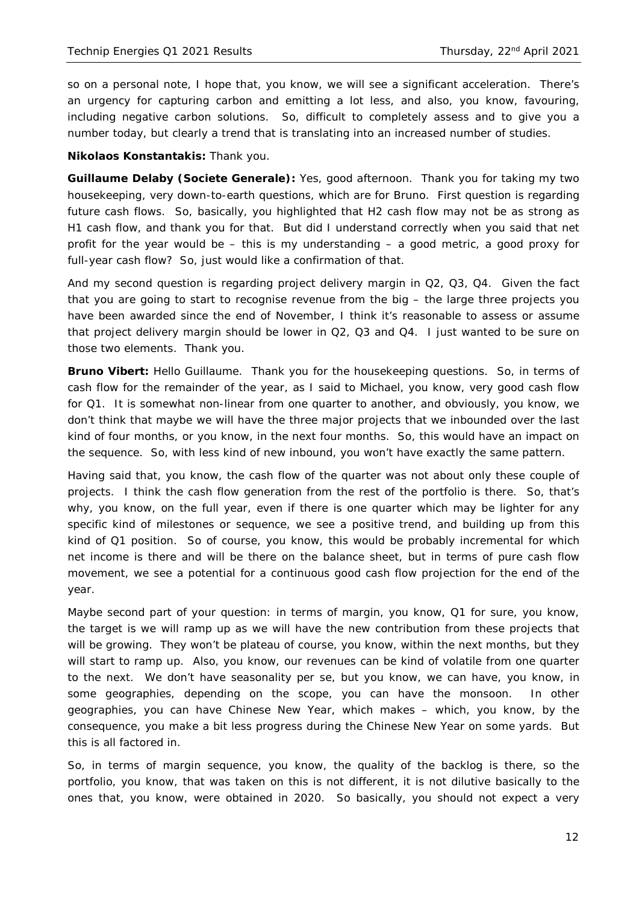so on a personal note, I hope that, you know, we will see a significant acceleration. There's an urgency for capturing carbon and emitting a lot less, and also, you know, favouring, including negative carbon solutions. So, difficult to completely assess and to give you a number today, but clearly a trend that is translating into an increased number of studies.

**Nikolaos Konstantakis:** Thank you.

**Guillaume Delaby (Societe Generale):** Yes, good afternoon. Thank you for taking my two housekeeping, very down-to-earth questions, which are for Bruno. First question is regarding future cash flows. So, basically, you highlighted that H2 cash flow may not be as strong as H1 cash flow, and thank you for that. But did I understand correctly when you said that net profit for the year would be – this is my understanding – a good metric, a good proxy for full-year cash flow? So, just would like a confirmation of that.

And my second question is regarding project delivery margin in Q2, Q3, Q4. Given the fact that you are going to start to recognise revenue from the big – the large three projects you have been awarded since the end of November, I think it's reasonable to assess or assume that project delivery margin should be lower in Q2, Q3 and Q4. I just wanted to be sure on those two elements. Thank you.

**Bruno Vibert:** Hello Guillaume. Thank you for the housekeeping questions. So, in terms of cash flow for the remainder of the year, as I said to Michael, you know, very good cash flow for Q1. It is somewhat non-linear from one quarter to another, and obviously, you know, we don't think that maybe we will have the three major projects that we inbounded over the last kind of four months, or you know, in the next four months. So, this would have an impact on the sequence. So, with less kind of new inbound, you won't have exactly the same pattern.

Having said that, you know, the cash flow of the quarter was not about only these couple of projects. I think the cash flow generation from the rest of the portfolio is there. So, that's why, you know, on the full year, even if there is one quarter which may be lighter for any specific kind of milestones or sequence, we see a positive trend, and building up from this kind of Q1 position. So of course, you know, this would be probably incremental for which net income is there and will be there on the balance sheet, but in terms of pure cash flow movement, we see a potential for a continuous good cash flow projection for the end of the year.

Maybe second part of your question: in terms of margin, you know, Q1 for sure, you know, the target is we will ramp up as we will have the new contribution from these projects that will be growing. They won't be plateau of course, you know, within the next months, but they will start to ramp up. Also, you know, our revenues can be kind of volatile from one quarter to the next. We don't have seasonality per se, but you know, we can have, you know, in some geographies, depending on the scope, you can have the monsoon. In other geographies, you can have Chinese New Year, which makes – which, you know, by the consequence, you make a bit less progress during the Chinese New Year on some yards. But this is all factored in.

So, in terms of margin sequence, you know, the quality of the backlog is there, so the portfolio, you know, that was taken on this is not different, it is not dilutive basically to the ones that, you know, were obtained in 2020. So basically, you should not expect a very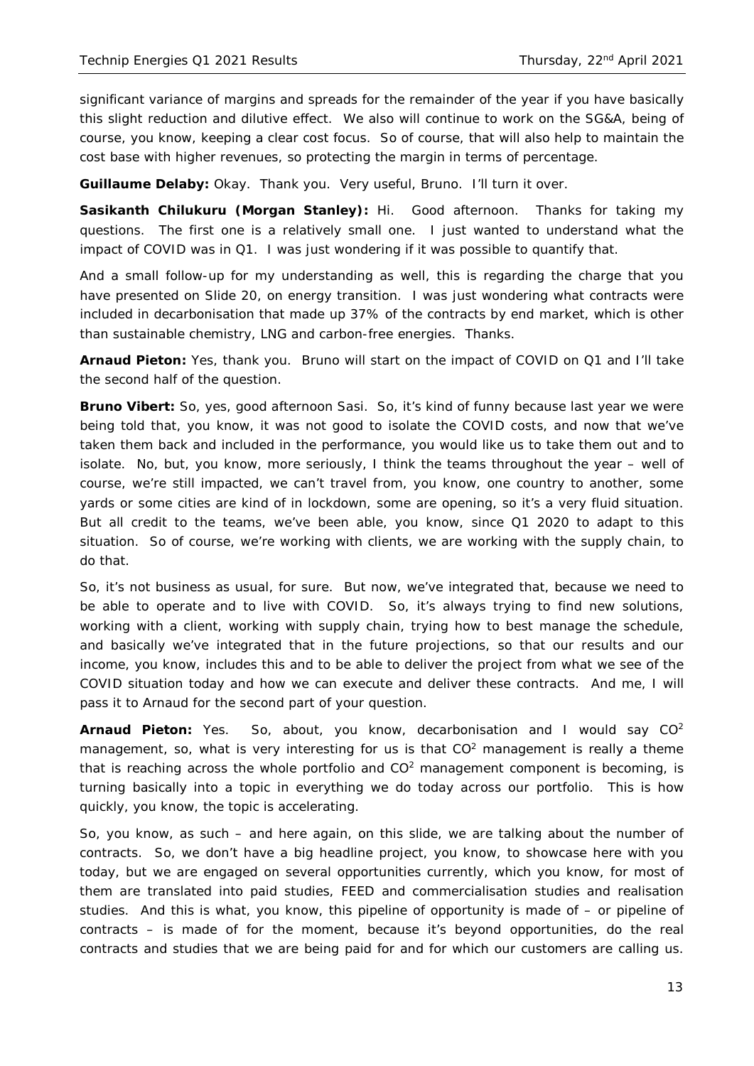significant variance of margins and spreads for the remainder of the year if you have basically this slight reduction and dilutive effect. We also will continue to work on the SG&A, being of course, you know, keeping a clear cost focus. So of course, that will also help to maintain the cost base with higher revenues, so protecting the margin in terms of percentage.

**Guillaume Delaby:** Okay. Thank you. Very useful, Bruno. I'll turn it over.

**Sasikanth Chilukuru (Morgan Stanley):** Hi. Good afternoon. Thanks for taking my questions. The first one is a relatively small one. I just wanted to understand what the impact of COVID was in Q1. I was just wondering if it was possible to quantify that.

And a small follow-up for my understanding as well, this is regarding the charge that you have presented on Slide 20, on energy transition. I was just wondering what contracts were included in decarbonisation that made up 37% of the contracts by end market, which is other than sustainable chemistry, LNG and carbon-free energies. Thanks.

**Arnaud Pieton:** Yes, thank you. Bruno will start on the impact of COVID on Q1 and I'll take the second half of the question.

**Bruno Vibert:** So, yes, good afternoon Sasi. So, it's kind of funny because last year we were being told that, you know, it was not good to isolate the COVID costs, and now that we've taken them back and included in the performance, you would like us to take them out and to isolate. No, but, you know, more seriously, I think the teams throughout the year – well of course, we're still impacted, we can't travel from, you know, one country to another, some yards or some cities are kind of in lockdown, some are opening, so it's a very fluid situation. But all credit to the teams, we've been able, you know, since Q1 2020 to adapt to this situation. So of course, we're working with clients, we are working with the supply chain, to do that.

So, it's not business as usual, for sure. But now, we've integrated that, because we need to be able to operate and to live with COVID. So, it's always trying to find new solutions, working with a client, working with supply chain, trying how to best manage the schedule, and basically we've integrated that in the future projections, so that our results and our income, you know, includes this and to be able to deliver the project from what we see of the COVID situation today and how we can execute and deliver these contracts. And me, I will pass it to Arnaud for the second part of your question.

**Arnaud Pieton:** Yes. So, about, you know, decarbonisation and I would say $CO^2$ management, so, what is very interesting for us is that $CO^2$ management is really a theme that is reaching across the whole portfolio and $CO^2$ management component is becoming, is turning basically into a topic in everything we do today across our portfolio. This is how quickly, you know, the topic is accelerating.

So, you know, as such – and here again, on this slide, we are talking about the number of contracts. So, we don't have a big headline project, you know, to showcase here with you today, but we are engaged on several opportunities currently, which you know, for most of them are translated into paid studies, FEED and commercialisation studies and realisation studies. And this is what, you know, this pipeline of opportunity is made of – or pipeline of contracts – is made of for the moment, because it's beyond opportunities, do the real contracts and studies that we are being paid for and for which our customers are calling us.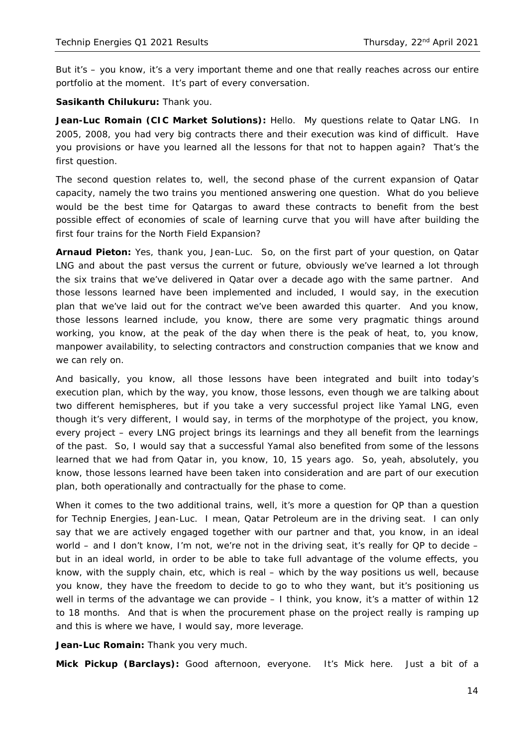But it's – you know, it's a very important theme and one that really reaches across our entire portfolio at the moment. It's part of every conversation.

**Sasikanth Chilukuru:** Thank you.

**Jean-Luc Romain (CIC Market Solutions):** Hello. My questions relate to Qatar LNG. In 2005, 2008, you had very big contracts there and their execution was kind of difficult. Have you provisions or have you learned all the lessons for that not to happen again? That's the first question.

The second question relates to, well, the second phase of the current expansion of Qatar capacity, namely the two trains you mentioned answering one question. What do you believe would be the best time for Qatargas to award these contracts to benefit from the best possible effect of economies of scale of learning curve that you will have after building the first four trains for the North Field Expansion?

**Arnaud Pieton:** Yes, thank you, Jean-Luc. So, on the first part of your question, on Qatar LNG and about the past versus the current or future, obviously we've learned a lot through the six trains that we've delivered in Qatar over a decade ago with the same partner. And those lessons learned have been implemented and included, I would say, in the execution plan that we've laid out for the contract we've been awarded this quarter. And you know, those lessons learned include, you know, there are some very pragmatic things around working, you know, at the peak of the day when there is the peak of heat, to, you know, manpower availability, to selecting contractors and construction companies that we know and we can rely on.

And basically, you know, all those lessons have been integrated and built into today's execution plan, which by the way, you know, those lessons, even though we are talking about two different hemispheres, but if you take a very successful project like Yamal LNG, even though it's very different, I would say, in terms of the morphotype of the project, you know, every project – every LNG project brings its learnings and they all benefit from the learnings of the past. So, I would say that a successful Yamal also benefited from some of the lessons learned that we had from Qatar in, you know, 10, 15 years ago. So, yeah, absolutely, you know, those lessons learned have been taken into consideration and are part of our execution plan, both operationally and contractually for the phase to come.

When it comes to the two additional trains, well, it's more a question for QP than a question for Technip Energies, Jean-Luc. I mean, Qatar Petroleum are in the driving seat. I can only say that we are actively engaged together with our partner and that, you know, in an ideal world – and I don't know, I'm not, we're not in the driving seat, it's really for QP to decide – but in an ideal world, in order to be able to take full advantage of the volume effects, you know, with the supply chain, etc, which is real – which by the way positions us well, because you know, they have the freedom to decide to go to who they want, but it's positioning us well in terms of the advantage we can provide – I think, you know, it's a matter of within 12 to 18 months. And that is when the procurement phase on the project really is ramping up and this is where we have, I would say, more leverage.

**Jean-Luc Romain:** Thank you very much.

**Mick Pickup (Barclays):** Good afternoon, everyone. It's Mick here. Just a bit of a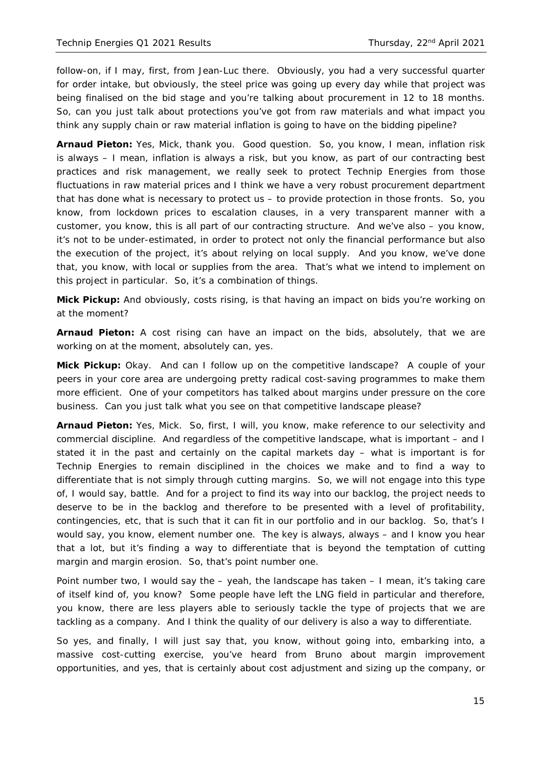follow-on, if I may, first, from Jean-Luc there. Obviously, you had a very successful quarter for order intake, but obviously, the steel price was going up every day while that project was being finalised on the bid stage and you're talking about procurement in 12 to 18 months. So, can you just talk about protections you've got from raw materials and what impact you think any supply chain or raw material inflation is going to have on the bidding pipeline?

**Arnaud Pieton:** Yes, Mick, thank you. Good question. So, you know, I mean, inflation risk is always – I mean, inflation is always a risk, but you know, as part of our contracting best practices and risk management, we really seek to protect Technip Energies from those fluctuations in raw material prices and I think we have a very robust procurement department that has done what is necessary to protect us – to provide protection in those fronts. So, you know, from lockdown prices to escalation clauses, in a very transparent manner with a customer, you know, this is all part of our contracting structure. And we've also – you know, it's not to be under-estimated, in order to protect not only the financial performance but also the execution of the project, it's about relying on local supply. And you know, we've done that, you know, with local or supplies from the area. That's what we intend to implement on this project in particular. So, it's a combination of things.

**Mick Pickup:** And obviously, costs rising, is that having an impact on bids you're working on at the moment?

**Arnaud Pieton:** A cost rising can have an impact on the bids, absolutely, that we are working on at the moment, absolutely can, yes.

**Mick Pickup:** Okay. And can I follow up on the competitive landscape? A couple of your peers in your core area are undergoing pretty radical cost-saving programmes to make them more efficient. One of your competitors has talked about margins under pressure on the core business. Can you just talk what you see on that competitive landscape please?

**Arnaud Pieton:** Yes, Mick. So, first, I will, you know, make reference to our selectivity and commercial discipline. And regardless of the competitive landscape, what is important – and I stated it in the past and certainly on the capital markets day – what is important is for Technip Energies to remain disciplined in the choices we make and to find a way to differentiate that is not simply through cutting margins. So, we will not engage into this type of, I would say, battle. And for a project to find its way into our backlog, the project needs to deserve to be in the backlog and therefore to be presented with a level of profitability, contingencies, etc, that is such that it can fit in our portfolio and in our backlog. So, that's I would say, you know, element number one. The key is always, always – and I know you hear that a lot, but it's finding a way to differentiate that is beyond the temptation of cutting margin and margin erosion. So, that's point number one.

Point number two, I would say the – yeah, the landscape has taken – I mean, it's taking care of itself kind of, you know? Some people have left the LNG field in particular and therefore, you know, there are less players able to seriously tackle the type of projects that we are tackling as a company. And I think the quality of our delivery is also a way to differentiate.

So yes, and finally, I will just say that, you know, without going into, embarking into, a massive cost-cutting exercise, you've heard from Bruno about margin improvement opportunities, and yes, that is certainly about cost adjustment and sizing up the company, or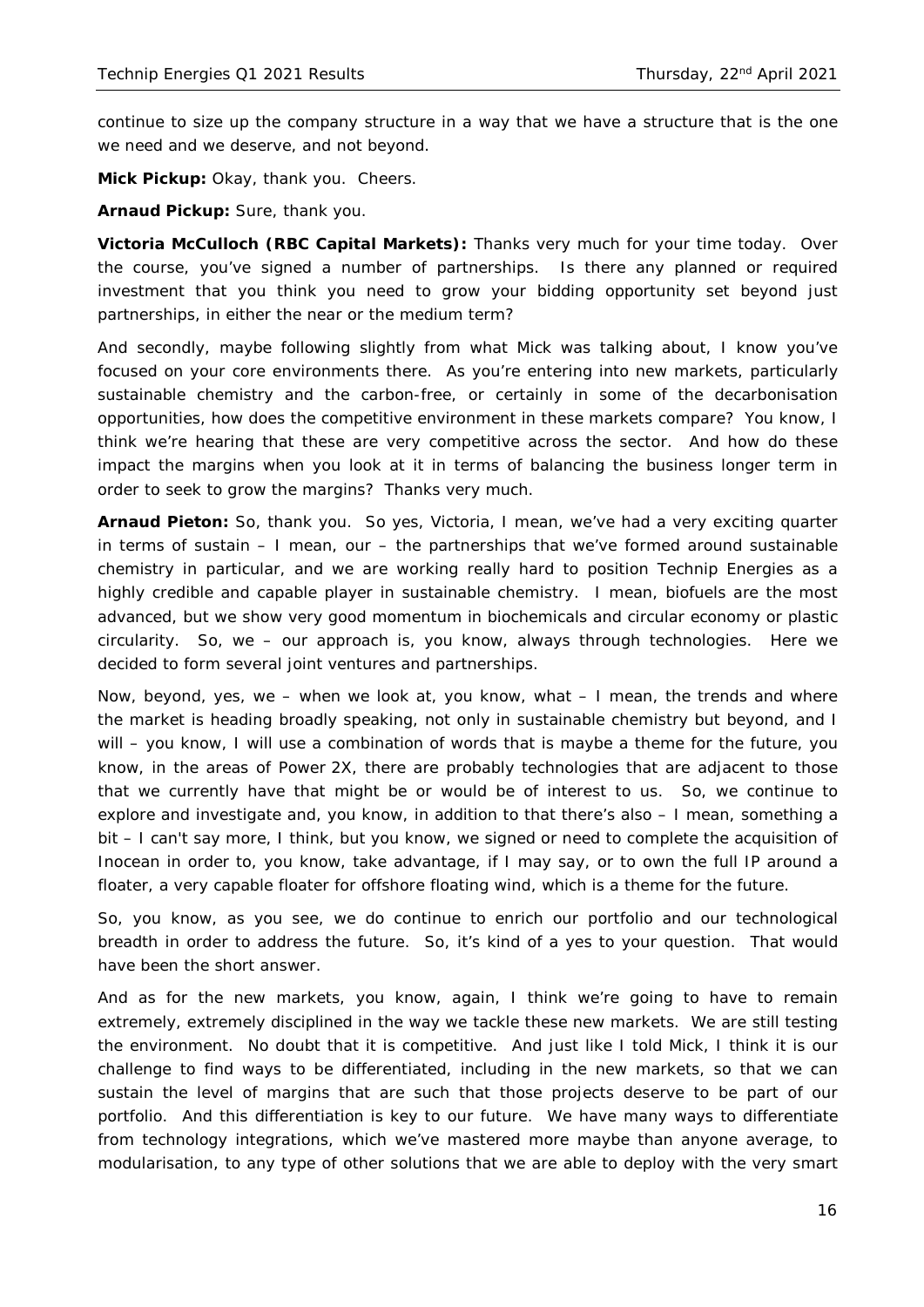continue to size up the company structure in a way that we have a structure that is the one we need and we deserve, and not beyond.

**Mick Pickup:** Okay, thank you. Cheers.

**Arnaud Pickup:** Sure, thank you.

**Victoria McCulloch (RBC Capital Markets):** Thanks very much for your time today. Over the course, you've signed a number of partnerships. Is there any planned or required investment that you think you need to grow your bidding opportunity set beyond just partnerships, in either the near or the medium term?

And secondly, maybe following slightly from what Mick was talking about, I know you've focused on your core environments there. As you're entering into new markets, particularly sustainable chemistry and the carbon-free, or certainly in some of the decarbonisation opportunities, how does the competitive environment in these markets compare? You know, I think we're hearing that these are very competitive across the sector. And how do these impact the margins when you look at it in terms of balancing the business longer term in order to seek to grow the margins? Thanks very much.

**Arnaud Pieton:** So, thank you. So yes, Victoria, I mean, we've had a very exciting quarter in terms of sustain – I mean, our – the partnerships that we've formed around sustainable chemistry in particular, and we are working really hard to position Technip Energies as a highly credible and capable player in sustainable chemistry. I mean, biofuels are the most advanced, but we show very good momentum in biochemicals and circular economy or plastic circularity. So, we – our approach is, you know, always through technologies. Here we decided to form several joint ventures and partnerships.

Now, beyond, yes, we – when we look at, you know, what – I mean, the trends and where the market is heading broadly speaking, not only in sustainable chemistry but beyond, and I will – you know, I will use a combination of words that is maybe a theme for the future, you know, in the areas of Power 2X, there are probably technologies that are adjacent to those that we currently have that might be or would be of interest to us. So, we continue to explore and investigate and, you know, in addition to that there's also – I mean, something a bit – I can't say more, I think, but you know, we signed or need to complete the acquisition of Inocean in order to, you know, take advantage, if I may say, or to own the full IP around a floater, a very capable floater for offshore floating wind, which is a theme for the future.

So, you know, as you see, we do continue to enrich our portfolio and our technological breadth in order to address the future. So, it's kind of a yes to your question. That would have been the short answer.

And as for the new markets, you know, again, I think we're going to have to remain extremely, extremely disciplined in the way we tackle these new markets. We are still testing the environment. No doubt that it is competitive. And just like I told Mick, I think it is our challenge to find ways to be differentiated, including in the new markets, so that we can sustain the level of margins that are such that those projects deserve to be part of our portfolio. And this differentiation is key to our future. We have many ways to differentiate from technology integrations, which we've mastered more maybe than anyone average, to modularisation, to any type of other solutions that we are able to deploy with the very smart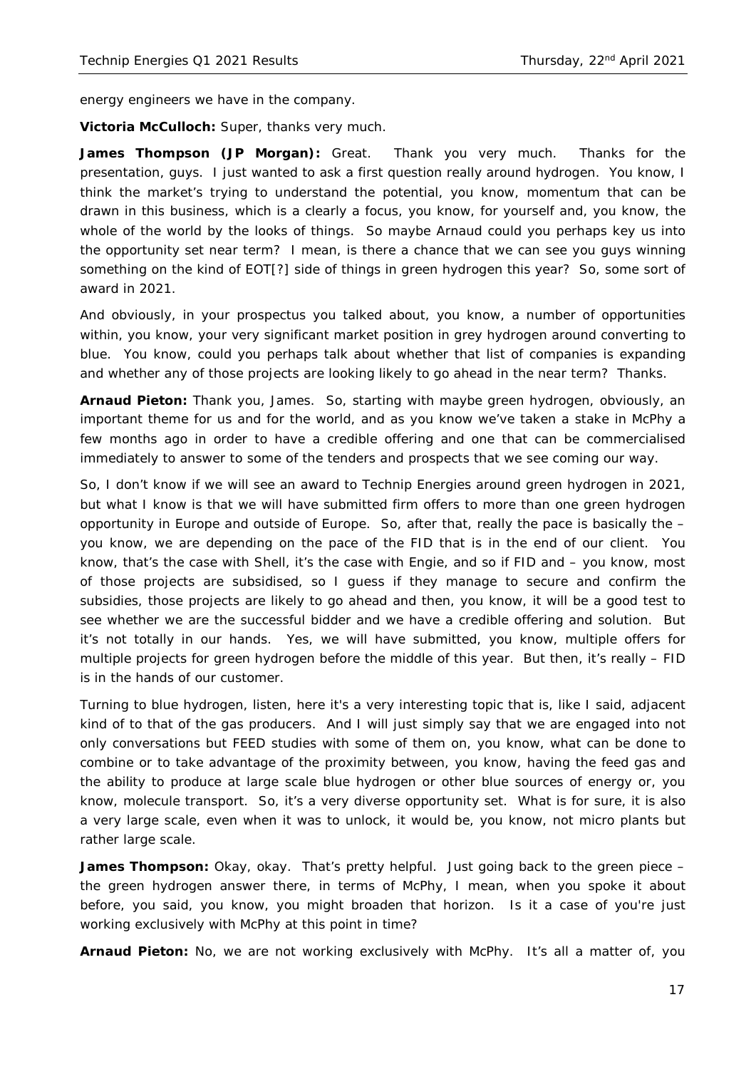energy engineers we have in the company.

**Victoria McCulloch:** Super, thanks very much.

**James Thompson (JP Morgan):** Great. Thank you very much. Thanks for the presentation, guys. I just wanted to ask a first question really around hydrogen. You know, I think the market's trying to understand the potential, you know, momentum that can be drawn in this business, which is a clearly a focus, you know, for yourself and, you know, the whole of the world by the looks of things. So maybe Arnaud could you perhaps key us into the opportunity set near term? I mean, is there a chance that we can see you guys winning something on the kind of EOT[?] side of things in green hydrogen this year? So, some sort of award in 2021.

And obviously, in your prospectus you talked about, you know, a number of opportunities within, you know, your very significant market position in grey hydrogen around converting to blue. You know, could you perhaps talk about whether that list of companies is expanding and whether any of those projects are looking likely to go ahead in the near term? Thanks.

**Arnaud Pieton:** Thank you, James. So, starting with maybe green hydrogen, obviously, an important theme for us and for the world, and as you know we've taken a stake in McPhy a few months ago in order to have a credible offering and one that can be commercialised immediately to answer to some of the tenders and prospects that we see coming our way.

So, I don't know if we will see an award to Technip Energies around green hydrogen in 2021, but what I know is that we will have submitted firm offers to more than one green hydrogen opportunity in Europe and outside of Europe. So, after that, really the pace is basically the – you know, we are depending on the pace of the FID that is in the end of our client. You know, that's the case with Shell, it's the case with Engie, and so if FID and – you know, most of those projects are subsidised, so I guess if they manage to secure and confirm the subsidies, those projects are likely to go ahead and then, you know, it will be a good test to see whether we are the successful bidder and we have a credible offering and solution. But it's not totally in our hands. Yes, we will have submitted, you know, multiple offers for multiple projects for green hydrogen before the middle of this year. But then, it's really – FID is in the hands of our customer.

Turning to blue hydrogen, listen, here it's a very interesting topic that is, like I said, adjacent kind of to that of the gas producers. And I will just simply say that we are engaged into not only conversations but FEED studies with some of them on, you know, what can be done to combine or to take advantage of the proximity between, you know, having the feed gas and the ability to produce at large scale blue hydrogen or other blue sources of energy or, you know, molecule transport. So, it's a very diverse opportunity set. What is for sure, it is also a very large scale, even when it was to unlock, it would be, you know, not micro plants but rather large scale.

**James Thompson:** Okay, okay. That's pretty helpful. Just going back to the green piece – the green hydrogen answer there, in terms of McPhy, I mean, when you spoke it about before, you said, you know, you might broaden that horizon. Is it a case of you're just working exclusively with McPhy at this point in time?

**Arnaud Pieton:** No, we are not working exclusively with McPhy. It's all a matter of, you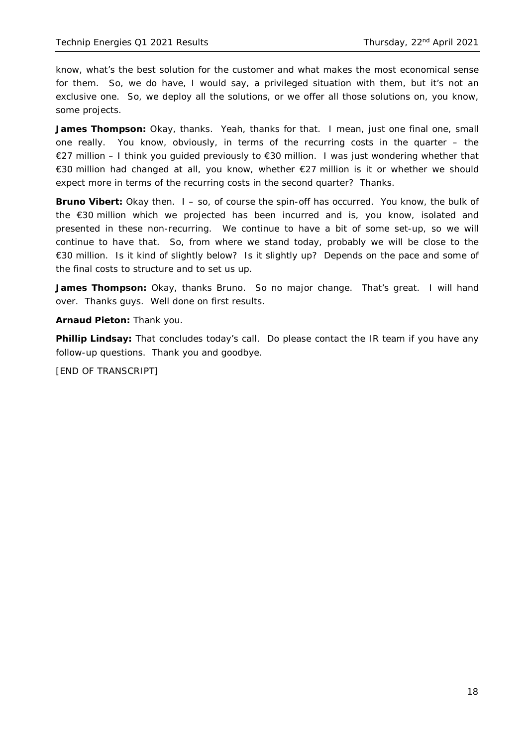know, what's the best solution for the customer and what makes the most economical sense for them. So, we do have, I would say, a privileged situation with them, but it's not an exclusive one. So, we deploy all the solutions, or we offer all those solutions on, you know, some projects.

**James Thompson:** Okay, thanks. Yeah, thanks for that. I mean, just one final one, small one really. You know, obviously, in terms of the recurring costs in the quarter – the €27 million – I think you guided previously to €30 million. I was just wondering whether that €30 million had changed at all, you know, whether €27 million is it or whether we should expect more in terms of the recurring costs in the second quarter? Thanks.

**Bruno Vibert:** Okay then. I – so, of course the spin-off has occurred. You know, the bulk of the €30 million which we projected has been incurred and is, you know, isolated and presented in these non-recurring. We continue to have a bit of some set-up, so we will continue to have that. So, from where we stand today, probably we will be close to the €30 million. Is it kind of slightly below? Is it slightly up? Depends on the pace and some of the final costs to structure and to set us up.

**James Thompson:** Okay, thanks Bruno. So no major change. That's great. I will hand over. Thanks guys. Well done on first results.

**Arnaud Pieton:** Thank you.

**Phillip Lindsay:** That concludes today's call. Do please contact the IR team if you have any follow-up questions. Thank you and goodbye.

[END OF TRANSCRIPT]